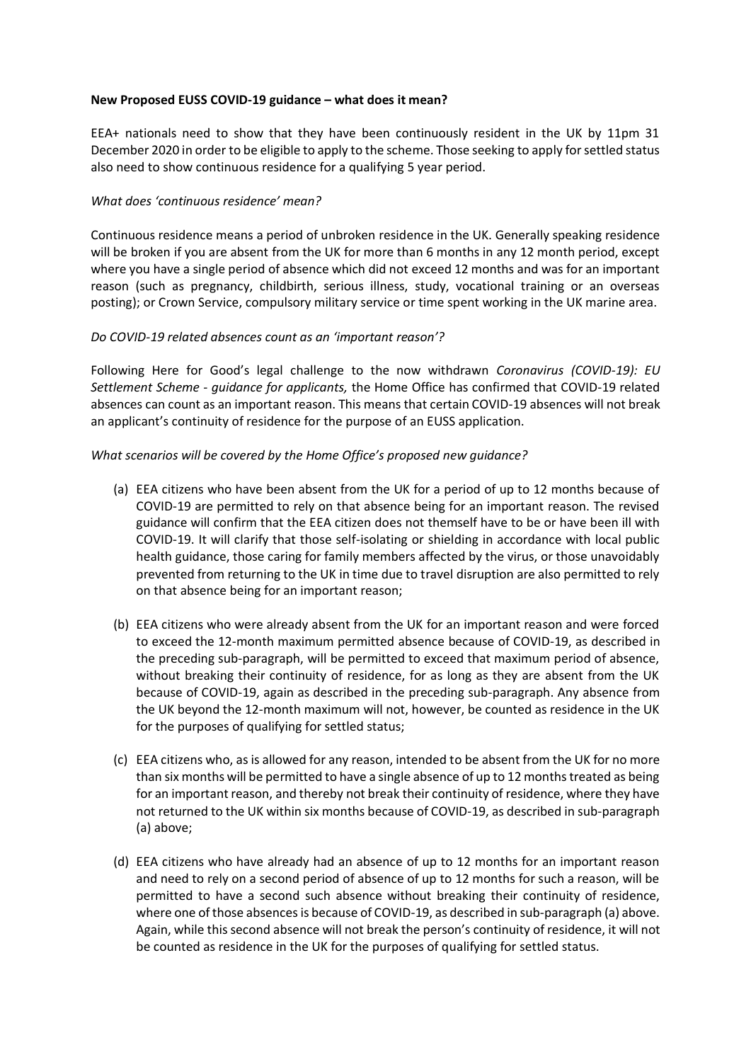**New Proposed EUSS COVID-19 guidance – what does it mean?**

EEA+ nationals need to show that they have been continuously resident in the UK by 11pm 31 December 2020 in order to be eligible to apply to the scheme. Those seeking to apply for settled status also need to show continuous residence for a qualifying 5 year period.

*What does 'continuous residence' mean?*

Continuous residence means a period of unbroken residence in the UK. Generally speaking residence will be broken if you are absent from the UK for more than 6 months in any 12 month period, except where you have a single period of absence which did not exceed 12 months and was for an important reason (such as pregnancy, childbirth, serious illness, study, vocational training or an overseas posting); or Crown Service, compulsory military service or time spent working in the UK marine area.

*Do COVID-19 related absences count as an 'important reason'?*

Following Here for Good's legal challenge to the now withdrawn *Coronavirus (COVID-19): EU Settlement Scheme - guidance for applicants,* the Home Office has confirmed that COVID-19 related absences can count as an important reason. This means that certain COVID-19 absences will not break an applicant's continuity of residence for the purpose of an EUSS application.

*What scenarios will be covered by the Home Office's proposed new guidance?*

(a) EEA citizens who have been absent from the UK for a period of up to 12 months because of COVID-19 are permitted to rely on that absence being for an important reason. The revised guidance will confirm that the EEA citizen does not themself have to be or have been ill with COVID-19. It will clarify that those self-isolating or shielding in accordance with local public health guidance, those caring for family members affected by the virus, or those unavoidably prevented from returning to the UK in time due to travel disruption are also permitted to rely on that absence being for an important reason;

(b) EEA citizens who were already absent from the UK for an important reason and were forced to exceed the 12-month maximum permitted absence because of COVID-19, as described in the preceding sub-paragraph, will be permitted to exceed that maximum period of absence, without breaking their continuity of residence, for as long as they are absent from the UK because of COVID-19, again as described in the preceding sub-paragraph. Any absence from the UK beyond the 12-month maximum will not, however, be counted as residence in the UK for the purposes of qualifying for settled status;

(c) EEA citizens who, as is allowed for any reason, intended to be absent from the UK for no more than six months will be permitted to have a single absence of up to 12 months treated as being for an important reason, and thereby not break their continuity of residence, where they have not returned to the UK within six months because of COVID-19, as described in sub-paragraph (a) above;

(d) EEA citizens who have already had an absence of up to 12 months for an important reason and need to rely on a second period of absence of up to 12 months for such a reason, will be permitted to have a second such absence without breaking their continuity of residence, where one of those absences is because of COVID-19, as described in sub-paragraph (a) above. Again, while this second absence will not break the person's continuity of residence, it will not be counted as residence in the UK for the purposes of qualifying for settled status.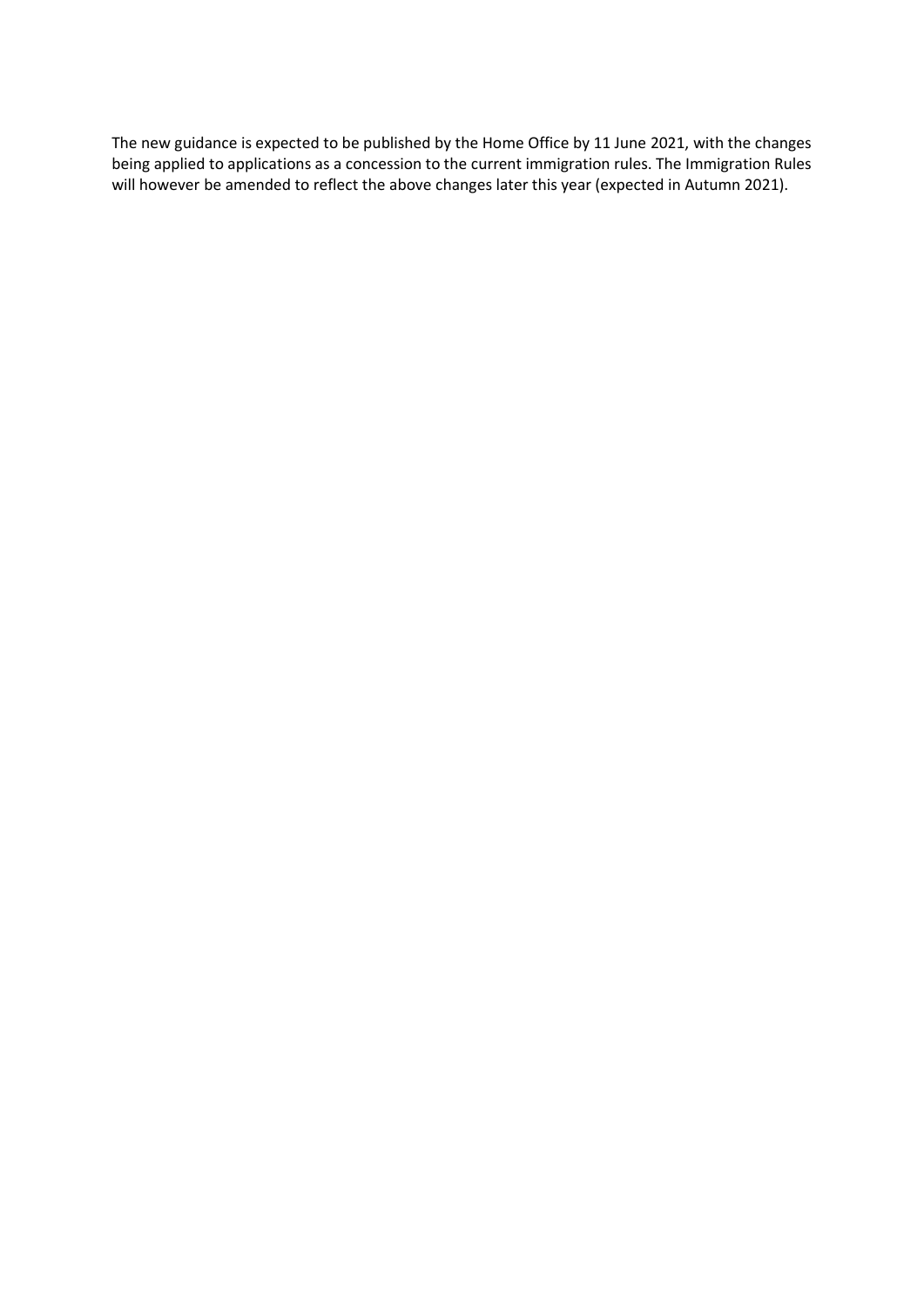The new guidance is expected to be published by the Home Office by 11 June 2021, with the changes being applied to applications as a concession to the current immigration rules. The Immigration Rules will however be amended to reflect the above changes later this year (expected in Autumn 2021).